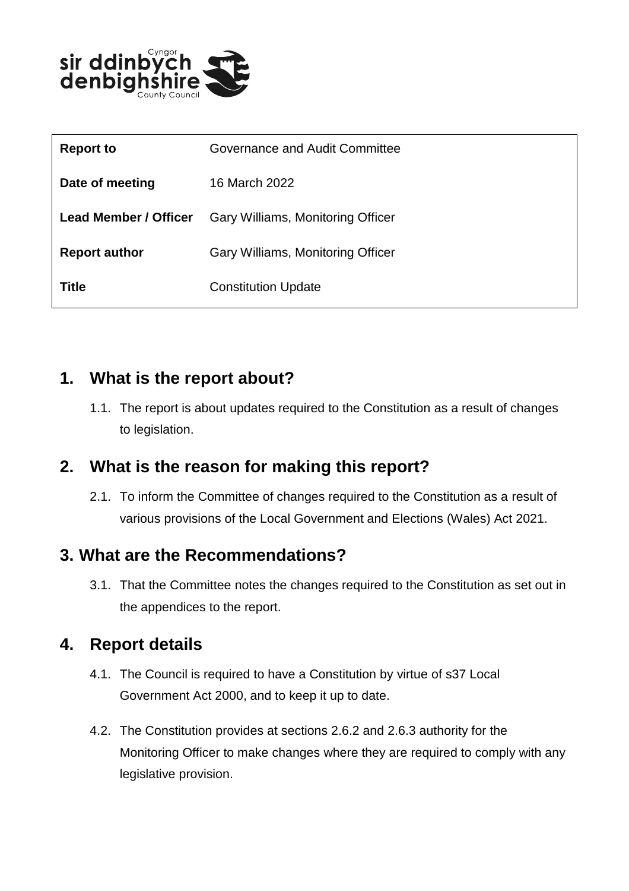| Report to | Governance and Audit Committee |
|---|---|
| **Date of meeting** | 16 March 2022 |
| **Lead Member / Officer** | Gary Williams, Monitoring Officer |
| **Report author** | Gary Williams, Monitoring Officer |
| **Title** | Constitution Update |

## 1. What is the report about?

1.1. The report is about updates required to the Constitution as a result of changes to legislation.

## 2. What is the reason for making this report?

2.1. To inform the Committee of changes required to the Constitution as a result of various provisions of the Local Government and Elections (Wales) Act 2021.

## 3. What are the Recommendations?

3.1. That the Committee notes the changes required to the Constitution as set out in the appendices to the report.

## 4. Report details

4.1. The Council is required to have a Constitution by virtue of s37 Local Government Act 2000, and to keep it up to date.

4.2. The Constitution provides at sections 2.6.2 and 2.6.3 authority for the Monitoring Officer to make changes where they are required to comply with any legislative provision.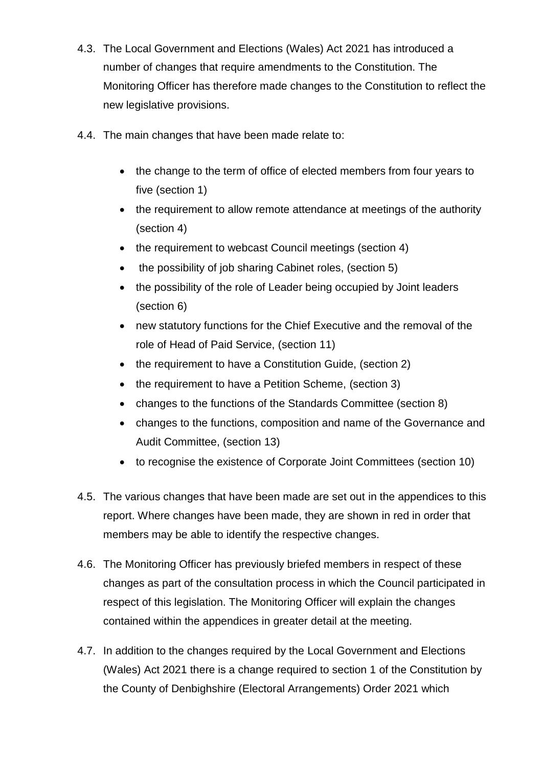4.3. The Local Government and Elections (Wales) Act 2021 has introduced a number of changes that require amendments to the Constitution. The Monitoring Officer has therefore made changes to the Constitution to reflect the new legislative provisions.

4.4. The main changes that have been made relate to:

- the change to the term of office of elected members from four years to five (section 1)
- the requirement to allow remote attendance at meetings of the authority (section 4)
- the requirement to webcast Council meetings (section 4)
- the possibility of job sharing Cabinet roles, (section 5)
- the possibility of the role of Leader being occupied by Joint leaders (section 6)
- new statutory functions for the Chief Executive and the removal of the role of Head of Paid Service, (section 11)
- the requirement to have a Constitution Guide, (section 2)
- the requirement to have a Petition Scheme, (section 3)
- changes to the functions of the Standards Committee (section 8)
- changes to the functions, composition and name of the Governance and Audit Committee, (section 13)
- to recognise the existence of Corporate Joint Committees (section 10)

4.5. The various changes that have been made are set out in the appendices to this report. Where changes have been made, they are shown in red in order that members may be able to identify the respective changes.

4.6. The Monitoring Officer has previously briefed members in respect of these changes as part of the consultation process in which the Council participated in respect of this legislation. The Monitoring Officer will explain the changes contained within the appendices in greater detail at the meeting.

4.7. In addition to the changes required by the Local Government and Elections (Wales) Act 2021 there is a change required to section 1 of the Constitution by the County of Denbighshire (Electoral Arrangements) Order 2021 which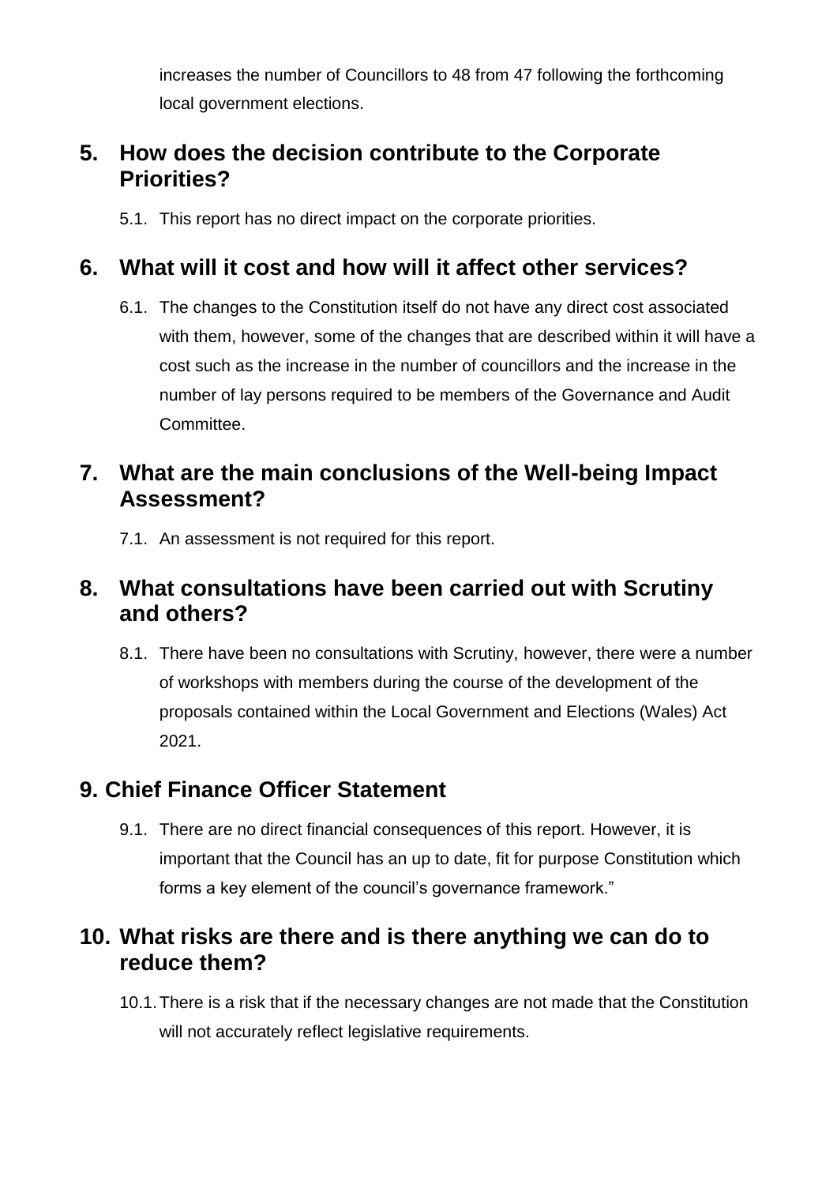increases the number of Councillors to 48 from 47 following the forthcoming local government elections.

## 5. How does the decision contribute to the Corporate Priorities?

5.1. This report has no direct impact on the corporate priorities.

## 6. What will it cost and how will it affect other services?

6.1. The changes to the Constitution itself do not have any direct cost associated with them, however, some of the changes that are described within it will have a cost such as the increase in the number of councillors and the increase in the number of lay persons required to be members of the Governance and Audit Committee.

## 7. What are the main conclusions of the Well-being Impact Assessment?

7.1. An assessment is not required for this report.

## 8. What consultations have been carried out with Scrutiny and others?

8.1. There have been no consultations with Scrutiny, however, there were a number of workshops with members during the course of the development of the proposals contained within the Local Government and Elections (Wales) Act 2021.

## 9. Chief Finance Officer Statement

9.1. There are no direct financial consequences of this report. However, it is important that the Council has an up to date, fit for purpose Constitution which forms a key element of the council's governance framework."

## 10. What risks are there and is there anything we can do to reduce them?

10.1. There is a risk that if the necessary changes are not made that the Constitution will not accurately reflect legislative requirements.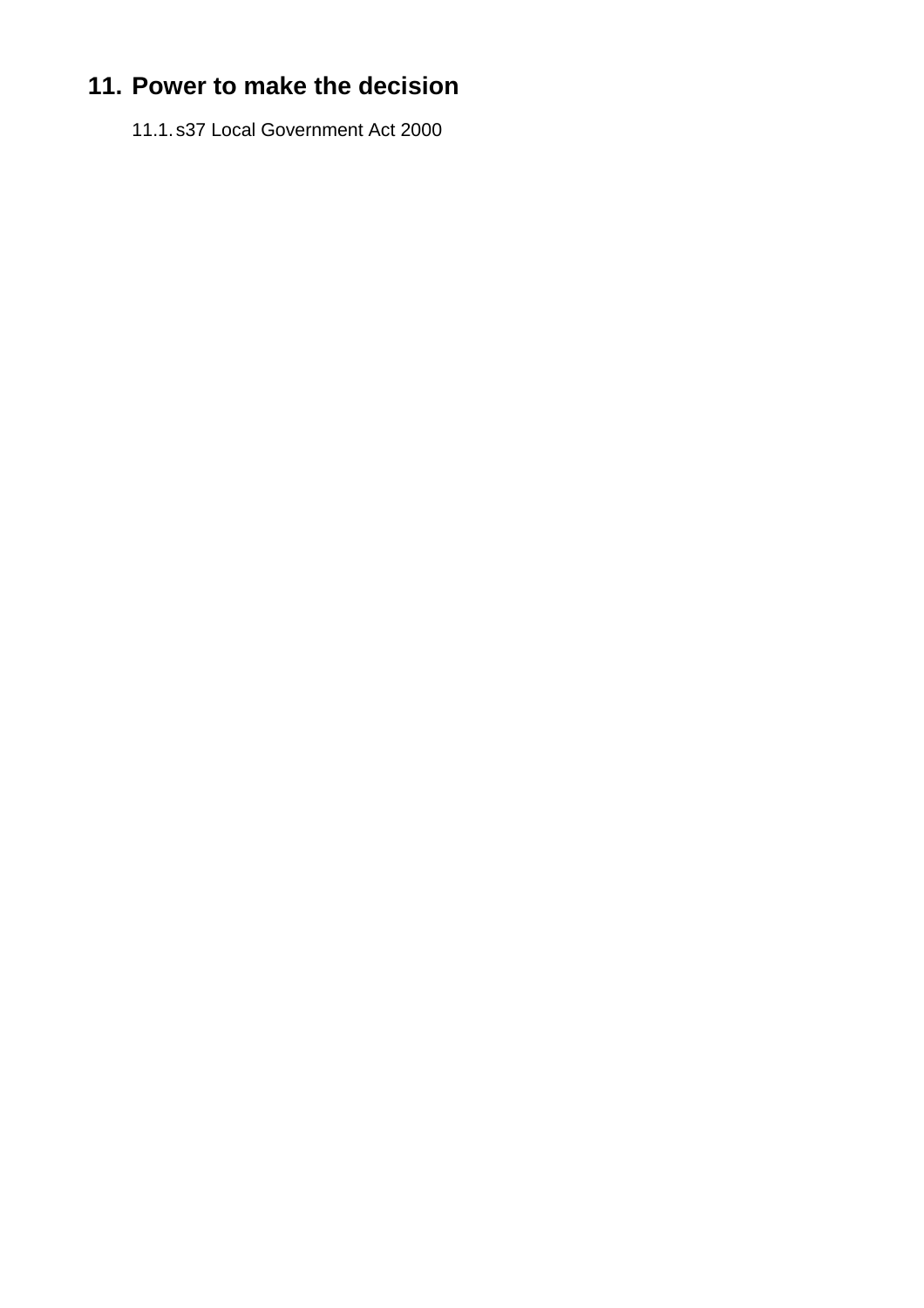## 11. Power to make the decision

11.1. s37 Local Government Act 2000